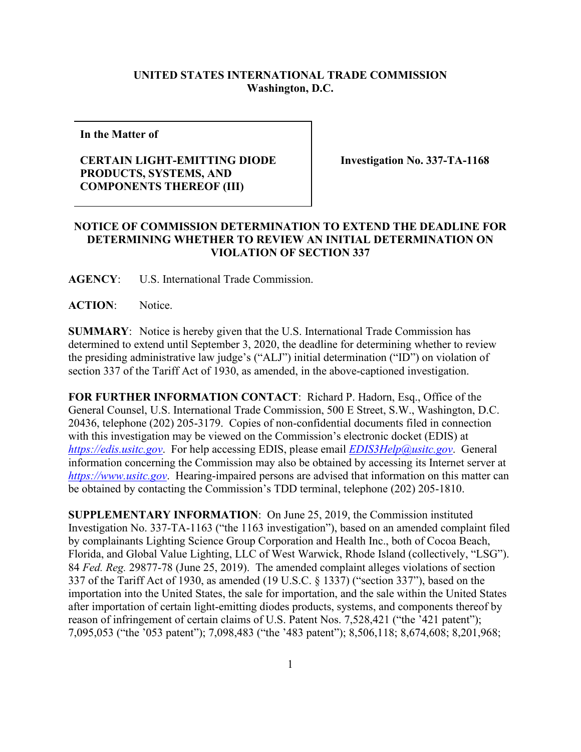**UNITED STATES INTERNATIONAL TRADE COMMISSION**
**Washington, D.C.**

| **In the Matter of**<br><br>**CERTAIN LIGHT-EMITTING DIODE PRODUCTS, SYSTEMS, AND COMPONENTS THEREOF (III)** | **Investigation No. 337-TA-1168** |
|---|---|

**NOTICE OF COMMISSION DETERMINATION TO EXTEND THE DEADLINE FOR DETERMINING WHETHER TO REVIEW AN INITIAL DETERMINATION ON VIOLATION OF SECTION 337**

**AGENCY**: U.S. International Trade Commission.

**ACTION**: Notice.

**SUMMARY**: Notice is hereby given that the U.S. International Trade Commission has determined to extend until September 3, 2020, the deadline for determining whether to review the presiding administrative law judge's ("ALJ") initial determination ("ID") on violation of section 337 of the Tariff Act of 1930, as amended, in the above-captioned investigation.

**FOR FURTHER INFORMATION CONTACT**: Richard P. Hadorn, Esq., Office of the General Counsel, U.S. International Trade Commission, 500 E Street, S.W., Washington, D.C. 20436, telephone (202) 205-3179. Copies of non-confidential documents filed in connection with this investigation may be viewed on the Commission's electronic docket (EDIS) at *https://edis.usitc.gov*. For help accessing EDIS, please email *EDIS3Help@usitc.gov*. General information concerning the Commission may also be obtained by accessing its Internet server at *https://www.usitc.gov*. Hearing-impaired persons are advised that information on this matter can be obtained by contacting the Commission's TDD terminal, telephone (202) 205-1810.

**SUPPLEMENTARY INFORMATION**: On June 25, 2019, the Commission instituted Investigation No. 337-TA-1163 ("the 1163 investigation"), based on an amended complaint filed by complainants Lighting Science Group Corporation and Health Inc., both of Cocoa Beach, Florida, and Global Value Lighting, LLC of West Warwick, Rhode Island (collectively, "LSG"). 84 *Fed. Reg.* 29877-78 (June 25, 2019). The amended complaint alleges violations of section 337 of the Tariff Act of 1930, as amended (19 U.S.C. § 1337) ("section 337"), based on the importation into the United States, the sale for importation, and the sale within the United States after importation of certain light-emitting diodes products, systems, and components thereof by reason of infringement of certain claims of U.S. Patent Nos. 7,528,421 ("the '421 patent"); 7,095,053 ("the '053 patent"); 7,098,483 ("the '483 patent"); 8,506,118; 8,674,608; 8,201,968;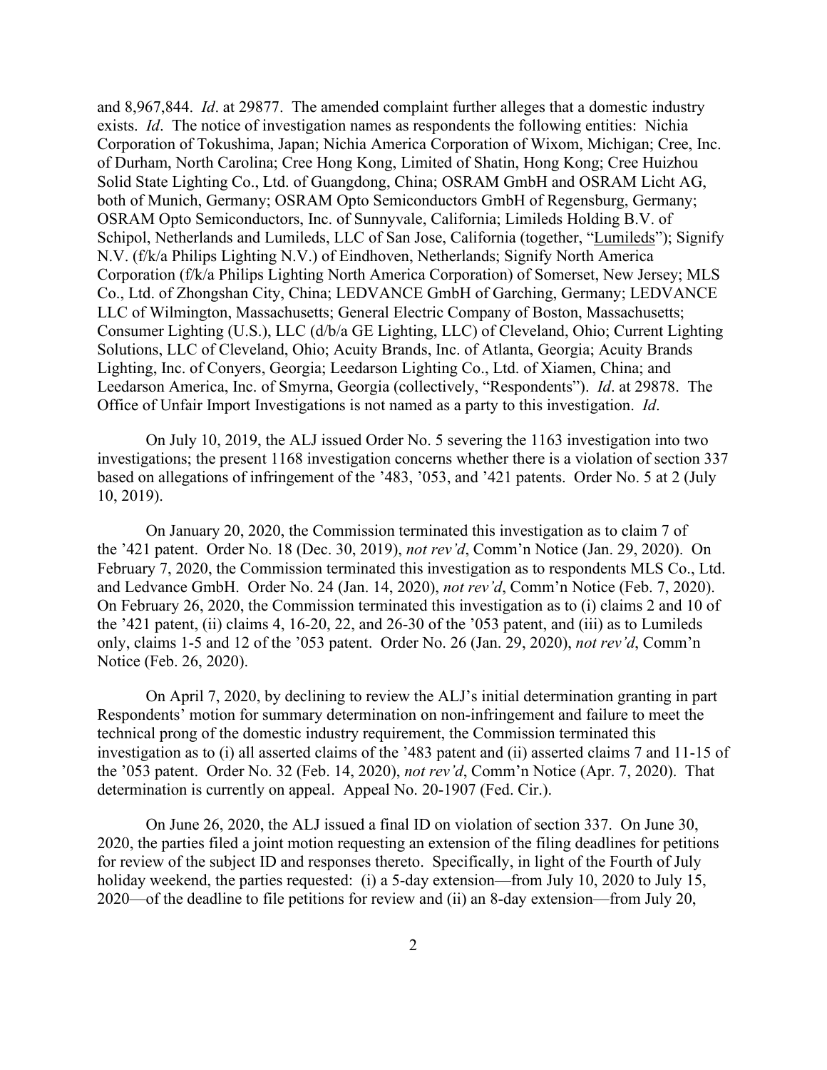and 8,967,844. *Id*. at 29877. The amended complaint further alleges that a domestic industry exists. *Id*. The notice of investigation names as respondents the following entities: Nichia Corporation of Tokushima, Japan; Nichia America Corporation of Wixom, Michigan; Cree, Inc. of Durham, North Carolina; Cree Hong Kong, Limited of Shatin, Hong Kong; Cree Huizhou Solid State Lighting Co., Ltd. of Guangdong, China; OSRAM GmbH and OSRAM Licht AG, both of Munich, Germany; OSRAM Opto Semiconductors GmbH of Regensburg, Germany; OSRAM Opto Semiconductors, Inc. of Sunnyvale, California; Limileds Holding B.V. of Schipol, Netherlands and Lumileds, LLC of San Jose, California (together, "Lumileds"); Signify N.V. (f/k/a Philips Lighting N.V.) of Eindhoven, Netherlands; Signify North America Corporation (f/k/a Philips Lighting North America Corporation) of Somerset, New Jersey; MLS Co., Ltd. of Zhongshan City, China; LEDVANCE GmbH of Garching, Germany; LEDVANCE LLC of Wilmington, Massachusetts; General Electric Company of Boston, Massachusetts; Consumer Lighting (U.S.), LLC (d/b/a GE Lighting, LLC) of Cleveland, Ohio; Current Lighting Solutions, LLC of Cleveland, Ohio; Acuity Brands, Inc. of Atlanta, Georgia; Acuity Brands Lighting, Inc. of Conyers, Georgia; Leedarson Lighting Co., Ltd. of Xiamen, China; and Leedarson America, Inc. of Smyrna, Georgia (collectively, "Respondents"). *Id*. at 29878. The Office of Unfair Import Investigations is not named as a party to this investigation. *Id*.

On July 10, 2019, the ALJ issued Order No. 5 severing the 1163 investigation into two investigations; the present 1168 investigation concerns whether there is a violation of section 337 based on allegations of infringement of the '483, '053, and '421 patents. Order No. 5 at 2 (July 10, 2019).

On January 20, 2020, the Commission terminated this investigation as to claim 7 of the '421 patent. Order No. 18 (Dec. 30, 2019), *not rev'd*, Comm'n Notice (Jan. 29, 2020). On February 7, 2020, the Commission terminated this investigation as to respondents MLS Co., Ltd. and Ledvance GmbH. Order No. 24 (Jan. 14, 2020), *not rev'd*, Comm'n Notice (Feb. 7, 2020). On February 26, 2020, the Commission terminated this investigation as to (i) claims 2 and 10 of the '421 patent, (ii) claims 4, 16-20, 22, and 26-30 of the '053 patent, and (iii) as to Lumileds only, claims 1-5 and 12 of the '053 patent. Order No. 26 (Jan. 29, 2020), *not rev'd*, Comm'n Notice (Feb. 26, 2020).

On April 7, 2020, by declining to review the ALJ's initial determination granting in part Respondents' motion for summary determination on non-infringement and failure to meet the technical prong of the domestic industry requirement, the Commission terminated this investigation as to (i) all asserted claims of the '483 patent and (ii) asserted claims 7 and 11-15 of the '053 patent. Order No. 32 (Feb. 14, 2020), *not rev'd*, Comm'n Notice (Apr. 7, 2020). That determination is currently on appeal. Appeal No. 20-1907 (Fed. Cir.).

On June 26, 2020, the ALJ issued a final ID on violation of section 337. On June 30, 2020, the parties filed a joint motion requesting an extension of the filing deadlines for petitions for review of the subject ID and responses thereto. Specifically, in light of the Fourth of July holiday weekend, the parties requested: (i) a 5-day extension—from July 10, 2020 to July 15, 2020—of the deadline to file petitions for review and (ii) an 8-day extension—from July 20,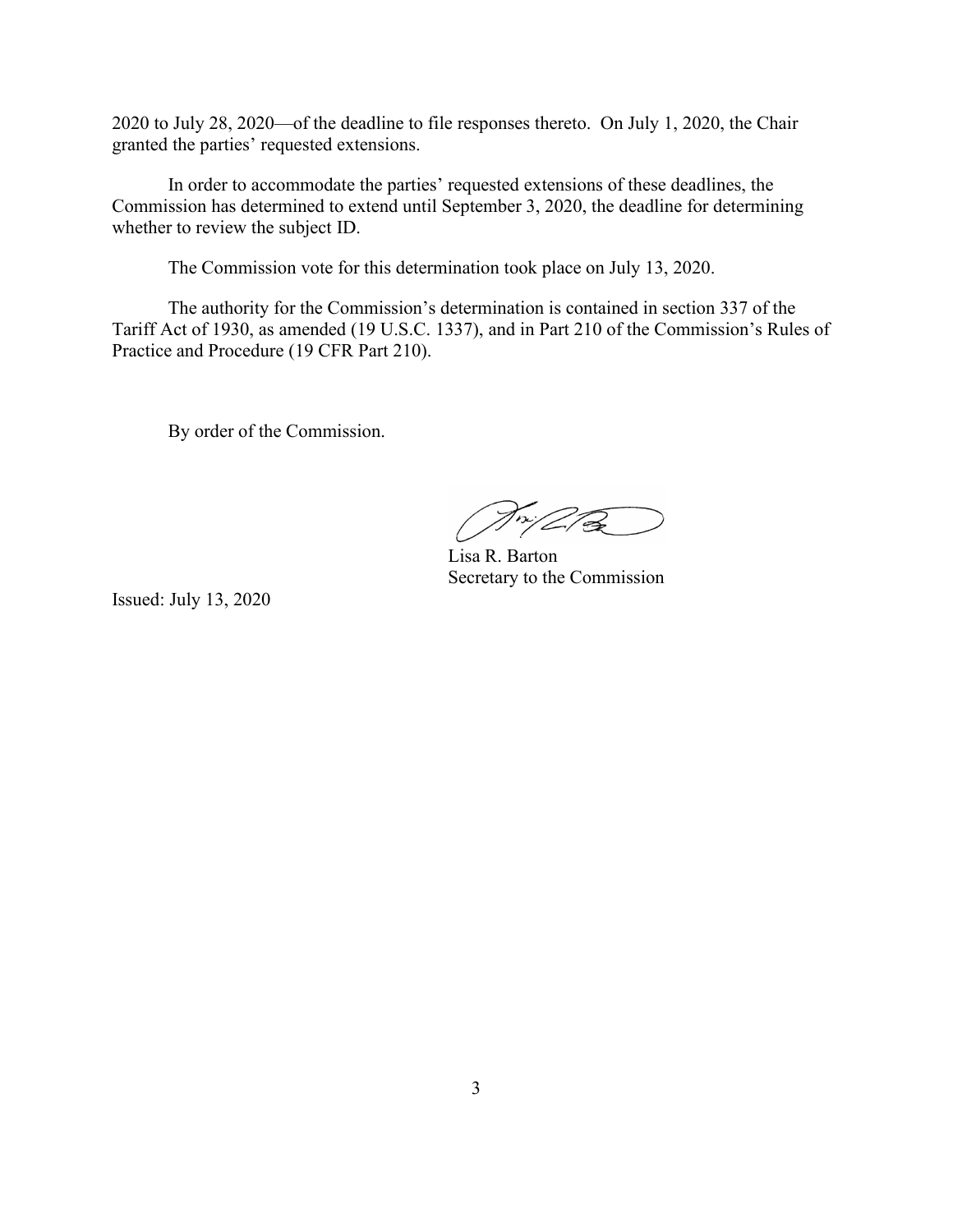2020 to July 28, 2020—of the deadline to file responses thereto. On July 1, 2020, the Chair granted the parties' requested extensions.

In order to accommodate the parties' requested extensions of these deadlines, the Commission has determined to extend until September 3, 2020, the deadline for determining whether to review the subject ID.

The Commission vote for this determination took place on July 13, 2020.

The authority for the Commission's determination is contained in section 337 of the Tariff Act of 1930, as amended (19 U.S.C. 1337), and in Part 210 of the Commission's Rules of Practice and Procedure (19 CFR Part 210).

By order of the Commission.

Lisa R. Barton
Secretary to the Commission

Issued: July 13, 2020